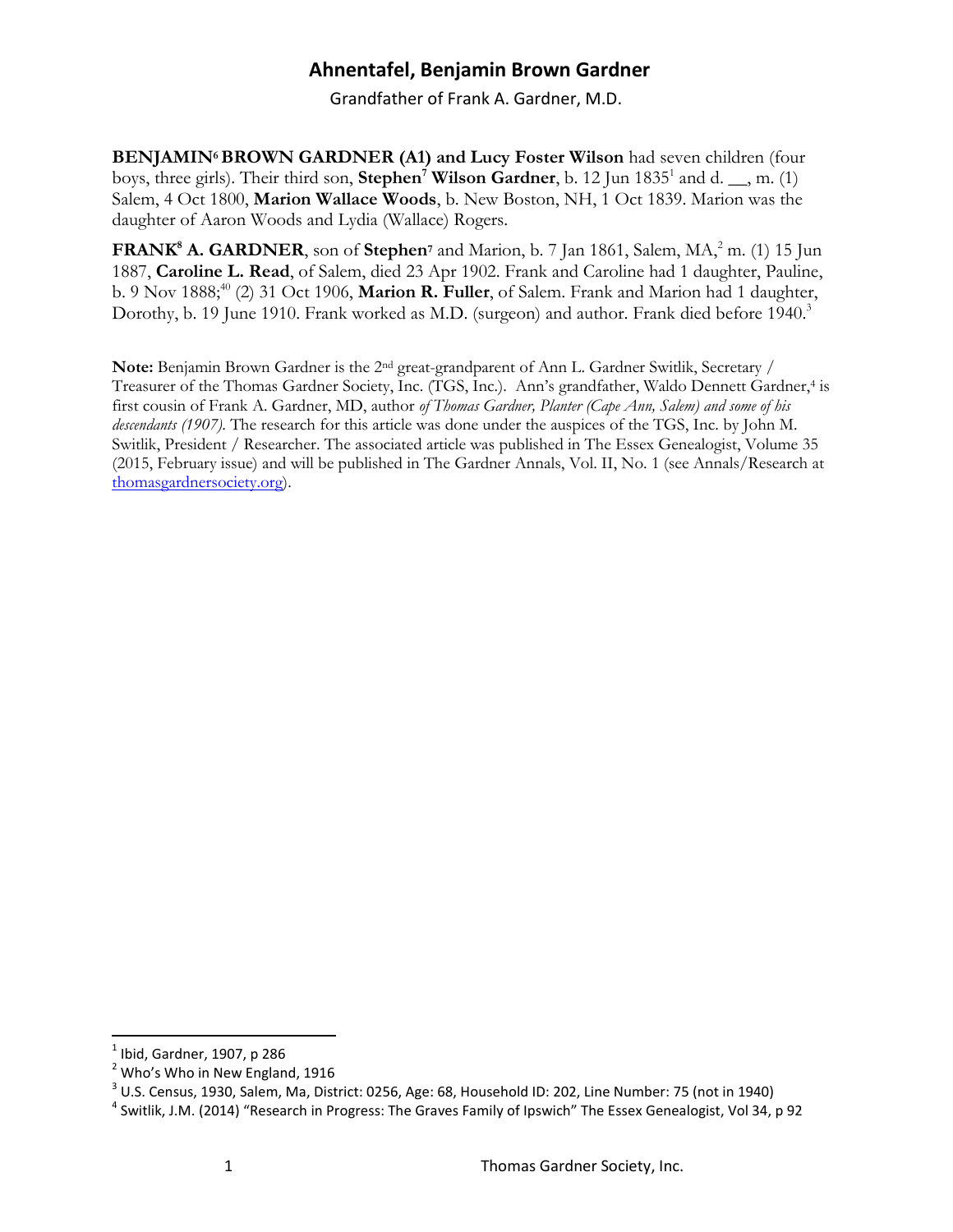# Ahnentafel, Benjamin Brown Gardner

Grandfather of Frank A. Gardner, M.D.

**BENJAMIN[6] BROWN GARDNER (A1) and Lucy Foster Wilson** had seven children (four boys, three girls). Their third son, **Stephen[7] Wilson Gardner**, b. 12 Jun 1835[1] and d. __, m. (1) Salem, 4 Oct 1800, **Marion Wallace Woods**, b. New Boston, NH, 1 Oct 1839. Marion was the daughter of Aaron Woods and Lydia (Wallace) Rogers.

**FRANK[8] A. GARDNER**, son of **Stephen[7]** and Marion, b. 7 Jan 1861, Salem, MA,[2] m. (1) 15 Jun 1887, **Caroline L. Read**, of Salem, died 23 Apr 1902. Frank and Caroline had 1 daughter, Pauline, b. 9 Nov 1888;[40] (2) 31 Oct 1906, **Marion R. Fuller**, of Salem. Frank and Marion had 1 daughter, Dorothy, b. 19 June 1910. Frank worked as M.D. (surgeon) and author. Frank died before 1940.[3]

**Note:** Benjamin Brown Gardner is the 2nd great-grandparent of Ann L. Gardner Switlik, Secretary / Treasurer of the Thomas Gardner Society, Inc. (TGS, Inc.). Ann's grandfather, Waldo Dennett Gardner,[4] is first cousin of Frank A. Gardner, MD, author *of Thomas Gardner, Planter (Cape Ann, Salem) and some of his descendants (1907).* The research for this article was done under the auspices of the TGS, Inc. by John M. Switlik, President / Researcher. The associated article was published in The Essex Genealogist, Volume 35 (2015, February issue) and will be published in The Gardner Annals, Vol. II, No. 1 (see Annals/Research at thomasgardnersociety.org).

---

[1] Ibid, Gardner, 1907, p 286

[2] Who's Who in New England, 1916

[3] U.S. Census, 1930, Salem, Ma, District: 0256, Age: 68, Household ID: 202, Line Number: 75 (not in 1940)

[4] Switlik, J.M. (2014) "Research in Progress: The Graves Family of Ipswich" The Essex Genealogist, Vol 34, p 92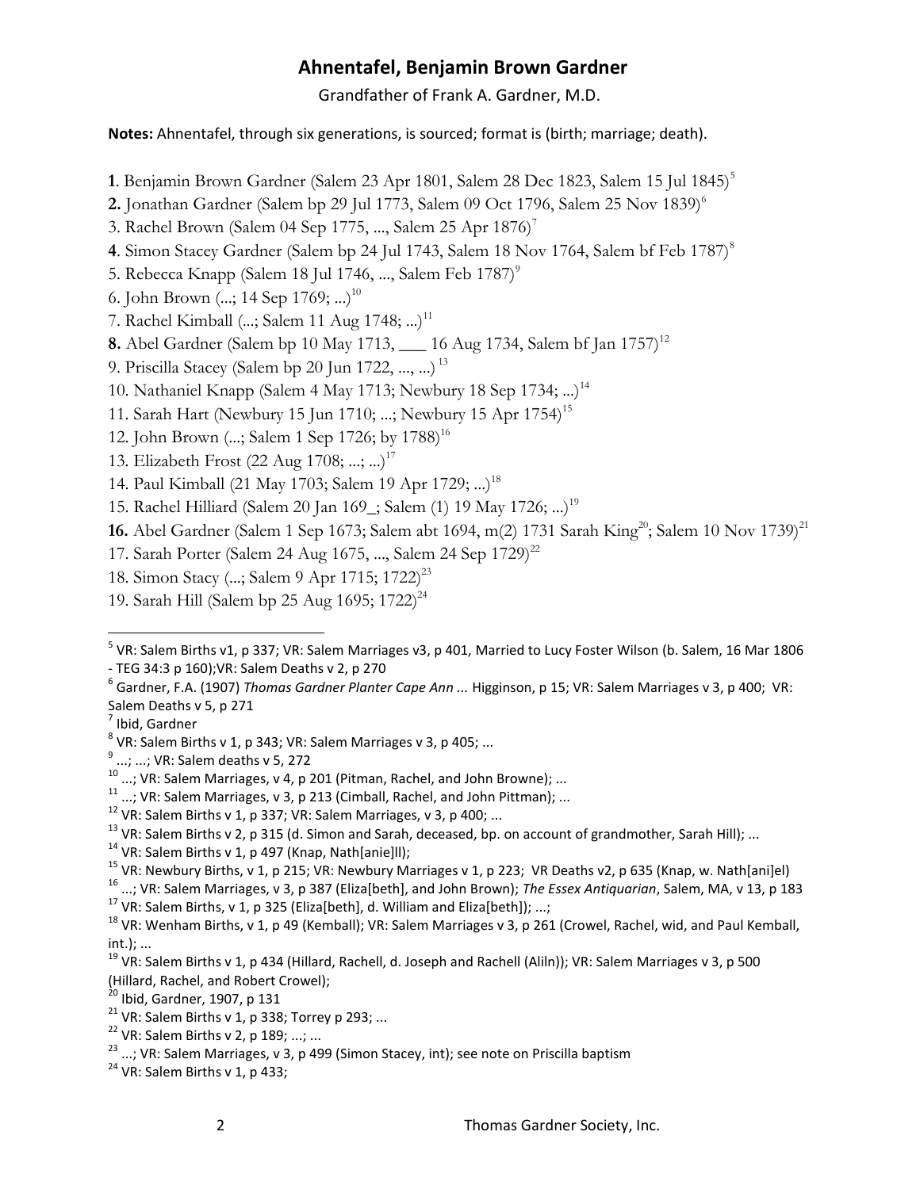# Ahnentafel, Benjamin Brown Gardner

Grandfather of Frank A. Gardner, M.D.

**Notes:** Ahnentafel, through six generations, is sourced; format is (birth; marriage; death).

**1**. Benjamin Brown Gardner (Salem 23 Apr 1801, Salem 28 Dec 1823, Salem 15 Jul 1845)[5]

**2.** Jonathan Gardner (Salem bp 29 Jul 1773, Salem 09 Oct 1796, Salem 25 Nov 1839)[6]

3. Rachel Brown (Salem 04 Sep 1775, ..., Salem 25 Apr 1876)[7]

**4**. Simon Stacey Gardner (Salem bp 24 Jul 1743, Salem 18 Nov 1764, Salem bf Feb 1787)[8]

5. Rebecca Knapp (Salem 18 Jul 1746, ..., Salem Feb 1787)[9]

6. John Brown (...; 14 Sep 1769; ...)[10]

7. Rachel Kimball (...; Salem 11 Aug 1748; ...)[11]

**8.** Abel Gardner (Salem bp 10 May 1713, ___ 16 Aug 1734, Salem bf Jan 1757)[12]

9. Priscilla Stacey (Salem bp 20 Jun 1722, ..., ...) [13]

10. Nathaniel Knapp (Salem 4 May 1713; Newbury 18 Sep 1734; ...)[14]

11. Sarah Hart (Newbury 15 Jun 1710; ...; Newbury 15 Apr 1754)[15]

12. John Brown (...; Salem 1 Sep 1726; by 1788)[16]

13. Elizabeth Frost (22 Aug 1708; ...; ...)[17]

14. Paul Kimball (21 May 1703; Salem 19 Apr 1729; ...)[18]

15. Rachel Hilliard (Salem 20 Jan 169_; Salem (1) 19 May 1726; ...)[19]

**16.** Abel Gardner (Salem 1 Sep 1673; Salem abt 1694, m(2) 1731 Sarah King[20]; Salem 10 Nov 1739)[21]

17. Sarah Porter (Salem 24 Aug 1675, ..., Salem 24 Sep 1729)[22]

18. Simon Stacy (...; Salem 9 Apr 1715; 1722)[23]

19. Sarah Hill (Salem bp 25 Aug 1695; 1722)[24]

---

[5] VR: Salem Births v1, p 337; VR: Salem Marriages v3, p 401, Married to Lucy Foster Wilson (b. Salem, 16 Mar 1806 - TEG 34:3 p 160);VR: Salem Deaths v 2, p 270

[6] Gardner, F.A. (1907) *Thomas Gardner Planter Cape Ann ...* Higginson, p 15; VR: Salem Marriages v 3, p 400; VR: Salem Deaths v 5, p 271

[7] Ibid, Gardner

[8] VR: Salem Births v 1, p 343; VR: Salem Marriages v 3, p 405; ...

[9] ...; ...; VR: Salem deaths v 5, 272

[10] ...; VR: Salem Marriages, v 4, p 201 (Pitman, Rachel, and John Browne); ...

[11] ...; VR: Salem Marriages, v 3, p 213 (Cimball, Rachel, and John Pittman); ...

[12] VR: Salem Births v 1, p 337; VR: Salem Marriages, v 3, p 400; ...

[13] VR: Salem Births v 2, p 315 (d. Simon and Sarah, deceased, bp. on account of grandmother, Sarah Hill); ...

[14] VR: Salem Births v 1, p 497 (Knap, Nath[anie]ll);

[15] VR: Newbury Births, v 1, p 215; VR: Newbury Marriages v 1, p 223; VR Deaths v2, p 635 (Knap, w. Nath[ani]el)

[16] ...; VR: Salem Marriages, v 3, p 387 (Eliza[beth], and John Brown); *The Essex Antiquarian*, Salem, MA, v 13, p 183

[17] VR: Salem Births, v 1, p 325 (Eliza[beth], d. William and Eliza[beth]); ...;

[18] VR: Wenham Births, v 1, p 49 (Kemball); VR: Salem Marriages v 3, p 261 (Crowel, Rachel, wid, and Paul Kemball, int.); ...

[19] VR: Salem Births v 1, p 434 (Hillard, Rachell, d. Joseph and Rachell (Aliln)); VR: Salem Marriages v 3, p 500 (Hillard, Rachel, and Robert Crowel);

[20] Ibid, Gardner, 1907, p 131

[21] VR: Salem Births v 1, p 338; Torrey p 293; ...

[22] VR: Salem Births v 2, p 189; ...; ...

[23] ...; VR: Salem Marriages, v 3, p 499 (Simon Stacey, int); see note on Priscilla baptism

[24] VR: Salem Births v 1, p 433;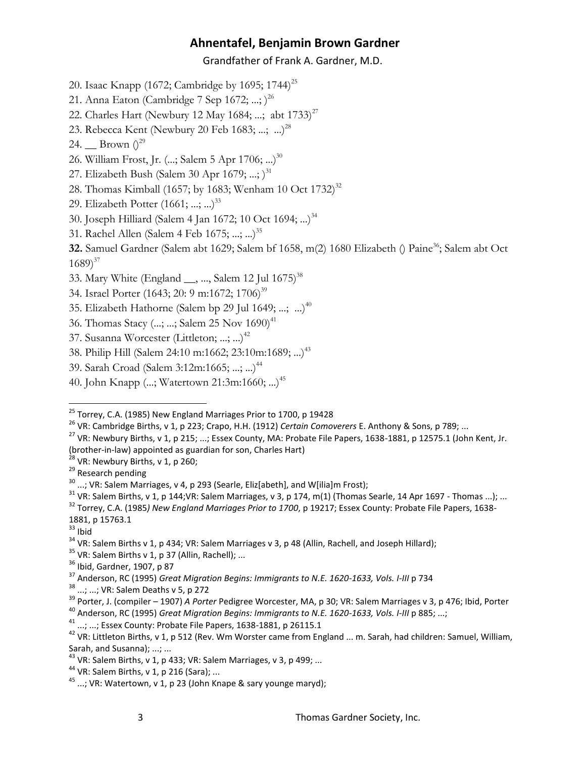# Ahnentafel, Benjamin Brown Gardner

Grandfather of Frank A. Gardner, M.D.

20. Isaac Knapp (1672; Cambridge by 1695; 1744)[25]
21. Anna Eaton (Cambridge 7 Sep 1672; ...; )[26]
22. Charles Hart (Newbury 12 May 1684; ...; abt 1733)[27]
23. Rebecca Kent (Newbury 20 Feb 1683; ...; ...)[28]
24. __ Brown ()[29]
26. William Frost, Jr. (...; Salem 5 Apr 1706; ...)[30]
27. Elizabeth Bush (Salem 30 Apr 1679; ...; )[31]
28. Thomas Kimball (1657; by 1683; Wenham 10 Oct 1732)[32]
29. Elizabeth Potter (1661; ...; ...)[33]
30. Joseph Hilliard (Salem 4 Jan 1672; 10 Oct 1694; ...)[34]
31. Rachel Allen (Salem 4 Feb 1675; ...; ...)[35]
**32.** Samuel Gardner (Salem abt 1629; Salem bf 1658, m(2) 1680 Elizabeth () Paine[36]; Salem abt Oct 1689)[37]
33. Mary White (England __, ..., Salem 12 Jul 1675)[38]
34. Israel Porter (1643; 20: 9 m:1672; 1706)[39]
35. Elizabeth Hathorne (Salem bp 29 Jul 1649; ...; ...)[40]
36. Thomas Stacy (...; ...; Salem 25 Nov 1690)[41]
37. Susanna Worcester (Littleton; ...; ...)[42]
38. Philip Hill (Salem 24:10 m:1662; 23:10m:1689; ...)[43]
39. Sarah Croad (Salem 3:12m:1665; ...; ...)[44]
40. John Knapp (...; Watertown 21:3m:1660; ...)[45]

---

[25] Torrey, C.A. (1985) New England Marriages Prior to 1700, p 19428

[26] VR: Cambridge Births, v 1, p 223; Crapo, H.H. (1912) *Certain Comoverers* E. Anthony & Sons, p 789; ...

[27] VR: Newbury Births, v 1, p 215; ...; Essex County, MA: Probate File Papers, 1638-1881, p 12575.1 (John Kent, Jr. (brother-in-law) appointed as guardian for son, Charles Hart)

[28] VR: Newbury Births, v 1, p 260;

[29] Research pending

[30] ...; VR: Salem Marriages, v 4, p 293 (Searle, Eliz[abeth], and W[ilia]m Frost);

[31] VR: Salem Births, v 1, p 144;VR: Salem Marriages, v 3, p 174, m(1) (Thomas Searle, 14 Apr 1697 - Thomas ...); ...

[32] Torrey, C.A. (1985*) New England Marriages Prior to 1700*, p 19217; Essex County: Probate File Papers, 1638-1881, p 15763.1

[33] Ibid

[34] VR: Salem Births v 1, p 434; VR: Salem Marriages v 3, p 48 (Allin, Rachell, and Joseph Hillard);

[35] VR: Salem Births v 1, p 37 (Allin, Rachell); ...

[36] Ibid, Gardner, 1907, p 87

[37] Anderson, RC (1995) *Great Migration Begins: Immigrants to N.E. 1620-1633, Vols. I-III* p 734

[38] ...; ...; VR: Salem Deaths v 5, p 272

[39] Porter, J. (compiler – 1907) *A Porter* Pedigree Worcester, MA, p 30; VR: Salem Marriages v 3, p 476; Ibid, Porter

[40] Anderson, RC (1995) *Great Migration Begins: Immigrants to N.E. 1620-1633, Vols. I-III* p 885; ...;

[41] ...; ...; Essex County: Probate File Papers, 1638-1881, p 26115.1

[42] VR: Littleton Births, v 1, p 512 (Rev. Wm Worster came from England ... m. Sarah, had children: Samuel, William, Sarah, and Susanna); ...; ...

[43] VR: Salem Births, v 1, p 433; VR: Salem Marriages, v 3, p 499; ...

[44] VR: Salem Births, v 1, p 216 (Sara); ...

[45] ...; VR: Watertown, v 1, p 23 (John Knape & sary younge maryd);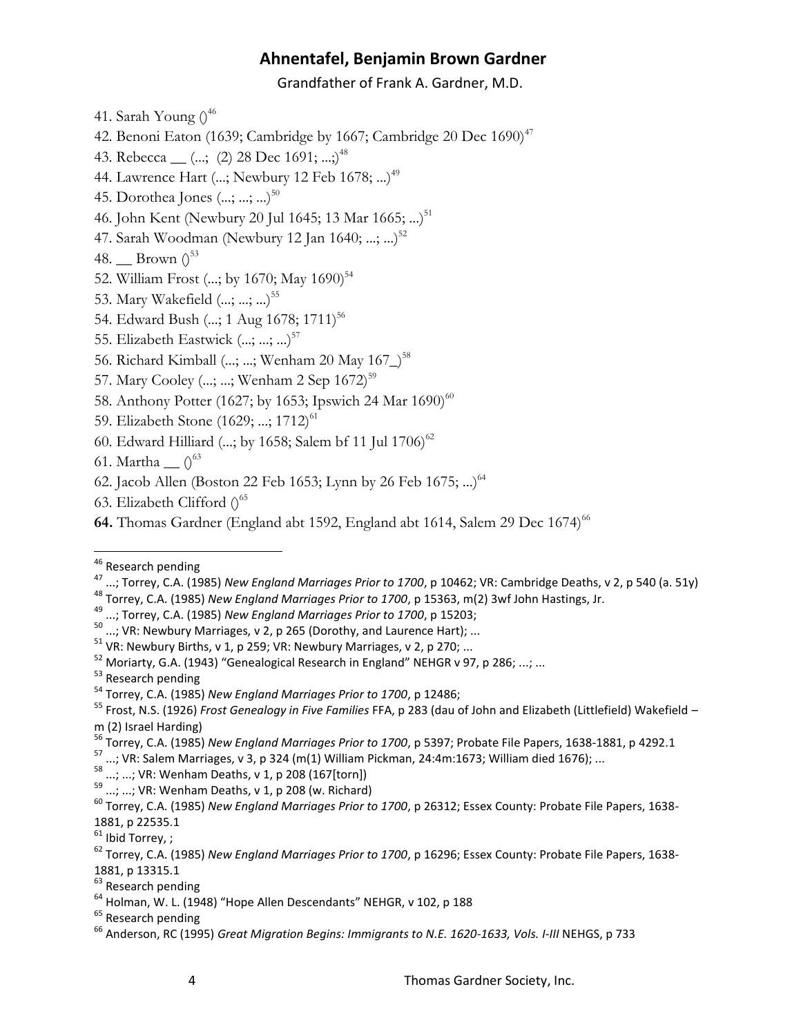# Ahnentafel, Benjamin Brown Gardner

Grandfather of Frank A. Gardner, M.D.

41. Sarah Young ()[46]
42. Benoni Eaton (1639; Cambridge by 1667; Cambridge 20 Dec 1690)[47]
43. Rebecca __ (...; (2) 28 Dec 1691; ...;)[48]
44. Lawrence Hart (...; Newbury 12 Feb 1678; ...)[49]
45. Dorothea Jones (...; ...; ...)[50]
46. John Kent (Newbury 20 Jul 1645; 13 Mar 1665; ...)[51]
47. Sarah Woodman (Newbury 12 Jan 1640; ...; ...)[52]
48. __ Brown ()[53]
52. William Frost (...; by 1670; May 1690)[54]
53. Mary Wakefield (...; ...; ...)[55]
54. Edward Bush (...; 1 Aug 1678; 1711)[56]
55. Elizabeth Eastwick (...; ...; ...)[57]
56. Richard Kimball (...; ...; Wenham 20 May 167_)[58]
57. Mary Cooley (...; ...; Wenham 2 Sep 1672)[59]
58. Anthony Potter (1627; by 1653; Ipswich 24 Mar 1690)[60]
59. Elizabeth Stone (1629; ...; 1712)[61]
60. Edward Hilliard (...; by 1658; Salem bf 11 Jul 1706)[62]
61. Martha __ ()[63]
62. Jacob Allen (Boston 22 Feb 1653; Lynn by 26 Feb 1675; ...)[64]
63. Elizabeth Clifford ()[65]

**64.** Thomas Gardner (England abt 1592, England abt 1614, Salem 29 Dec 1674)[66]

---

[46] Research pending

[47] ...; Torrey, C.A. (1985) *New England Marriages Prior to 1700*, p 10462; VR: Cambridge Deaths, v 2, p 540 (a. 51y)

[48] Torrey, C.A. (1985) *New England Marriages Prior to 1700*, p 15363, m(2) 3wf John Hastings, Jr.

[49] ...; Torrey, C.A. (1985) *New England Marriages Prior to 1700*, p 15203;

[50] ...; VR: Newbury Marriages, v 2, p 265 (Dorothy, and Laurence Hart); ...

[51] VR: Newbury Births, v 1, p 259; VR: Newbury Marriages, v 2, p 270; ...

[52] Moriarty, G.A. (1943) "Genealogical Research in England" NEHGR v 97, p 286; ...; ...

[53] Research pending

[54] Torrey, C.A. (1985) *New England Marriages Prior to 1700*, p 12486;

[55] Frost, N.S. (1926) *Frost Genealogy in Five Families* FFA, p 283 (dau of John and Elizabeth (Littlefield) Wakefield – m (2) Israel Harding)

[56] Torrey, C.A. (1985) *New England Marriages Prior to 1700*, p 5397; Probate File Papers, 1638-1881, p 4292.1

[57] ...; VR: Salem Marriages, v 3, p 324 (m(1) William Pickman, 24:4m:1673; William died 1676); ...

[58] ...; ...; VR: Wenham Deaths, v 1, p 208 (167[torn])

[59] ...; ...; VR: Wenham Deaths, v 1, p 208 (w. Richard)

[60] Torrey, C.A. (1985) *New England Marriages Prior to 1700*, p 26312; Essex County: Probate File Papers, 1638-1881, p 22535.1

[61] Ibid Torrey, ;

[62] Torrey, C.A. (1985) *New England Marriages Prior to 1700*, p 16296; Essex County: Probate File Papers, 1638-1881, p 13315.1

[63] Research pending

[64] Holman, W. L. (1948) "Hope Allen Descendants" NEHGR, v 102, p 188

[65] Research pending

[66] Anderson, RC (1995) *Great Migration Begins: Immigrants to N.E. 1620-1633, Vols. I-III* NEHGS, p 733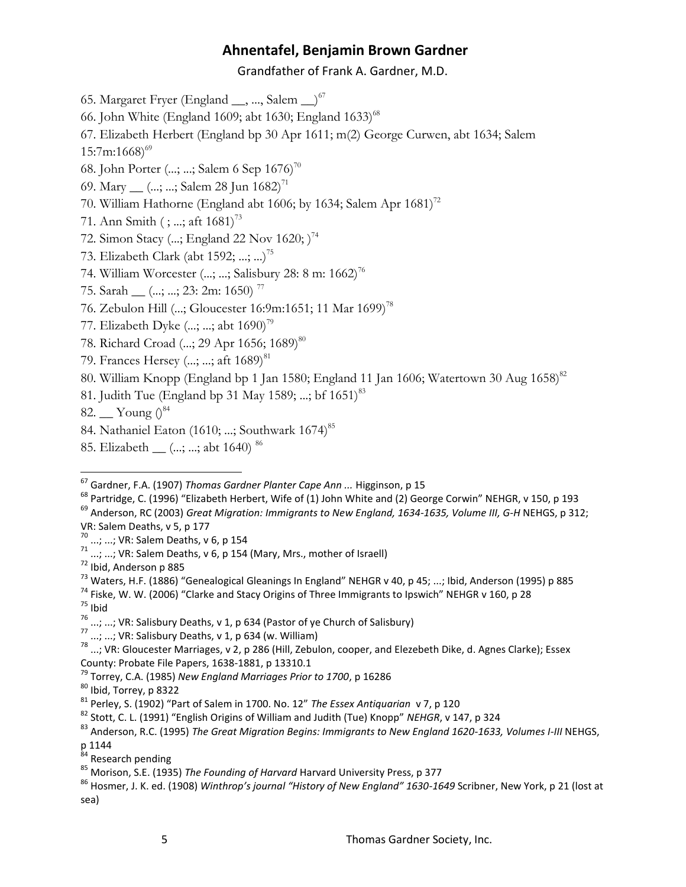# Ahnentafel, Benjamin Brown Gardner

Grandfather of Frank A. Gardner, M.D.

65. Margaret Fryer (England __, ..., Salem __)[67]
66. John White (England 1609; abt 1630; England 1633)[68]
67. Elizabeth Herbert (England bp 30 Apr 1611; m(2) George Curwen, abt 1634; Salem 15:7m:1668)[69]
68. John Porter (...; ...; Salem 6 Sep 1676)[70]
69. Mary __ (...; ...; Salem 28 Jun 1682)[71]
70. William Hathorne (England abt 1606; by 1634; Salem Apr 1681)[72]
71. Ann Smith ( ; ...; aft 1681)[73]
72. Simon Stacy (...; England 22 Nov 1620; )[74]
73. Elizabeth Clark (abt 1592; ...; ...)[75]
74. William Worcester (...; ...; Salisbury 28: 8 m: 1662)[76]
75. Sarah __ (...; ...; 23: 2m: 1650) [77]
76. Zebulon Hill (...; Gloucester 16:9m:1651; 11 Mar 1699)[78]
77. Elizabeth Dyke (...; ...; abt 1690)[79]
78. Richard Croad (...; 29 Apr 1656; 1689)[80]
79. Frances Hersey (...; ...; aft 1689)[81]
80. William Knopp (England bp 1 Jan 1580; England 11 Jan 1606; Watertown 30 Aug 1658)[82]
81. Judith Tue (England bp 31 May 1589; ...; bf 1651)[83]
82. __ Young ()[84]
84. Nathaniel Eaton (1610; ...; Southwark 1674)[85]
85. Elizabeth __ (...; ...; abt 1640) [86]

---

[67] Gardner, F.A. (1907) *Thomas Gardner Planter Cape Ann ...* Higginson, p 15

[68] Partridge, C. (1996) "Elizabeth Herbert, Wife of (1) John White and (2) George Corwin" NEHGR, v 150, p 193

[69] Anderson, RC (2003) *Great Migration: Immigrants to New England, 1634-1635, Volume III, G-H* NEHGS, p 312; VR: Salem Deaths, v 5, p 177

[70] ...; ...; VR: Salem Deaths, v 6, p 154

[71] ...; ...; VR: Salem Deaths, v 6, p 154 (Mary, Mrs., mother of Israell)

[72] Ibid, Anderson p 885

[73] Waters, H.F. (1886) "Genealogical Gleanings In England" NEHGR v 40, p 45; ...; Ibid, Anderson (1995) p 885

[74] Fiske, W. W. (2006) "Clarke and Stacy Origins of Three Immigrants to Ipswich" NEHGR v 160, p 28

[75] Ibid

[76] ...; ...; VR: Salisbury Deaths, v 1, p 634 (Pastor of ye Church of Salisbury)

[77] ...; ...; VR: Salisbury Deaths, v 1, p 634 (w. William)

[78] ...; VR: Gloucester Marriages, v 2, p 286 (Hill, Zebulon, cooper, and Elezebeth Dike, d. Agnes Clarke); Essex County: Probate File Papers, 1638-1881, p 13310.1

[79] Torrey, C.A. (1985) *New England Marriages Prior to 1700*, p 16286

[80] Ibid, Torrey, p 8322

[81] Perley, S. (1902) "Part of Salem in 1700. No. 12" *The Essex Antiquarian* v 7, p 120

[82] Stott, C. L. (1991) "English Origins of William and Judith (Tue) Knopp" *NEHGR*, v 147, p 324

[83] Anderson, R.C. (1995) *The Great Migration Begins: Immigrants to New England 1620-1633, Volumes I-III* NEHGS, p 1144

[84] Research pending

[85] Morison, S.E. (1935) *The Founding of Harvard* Harvard University Press, p 377

[86] Hosmer, J. K. ed. (1908) *Winthrop's journal "History of New England" 1630-1649* Scribner, New York, p 21 (lost at sea)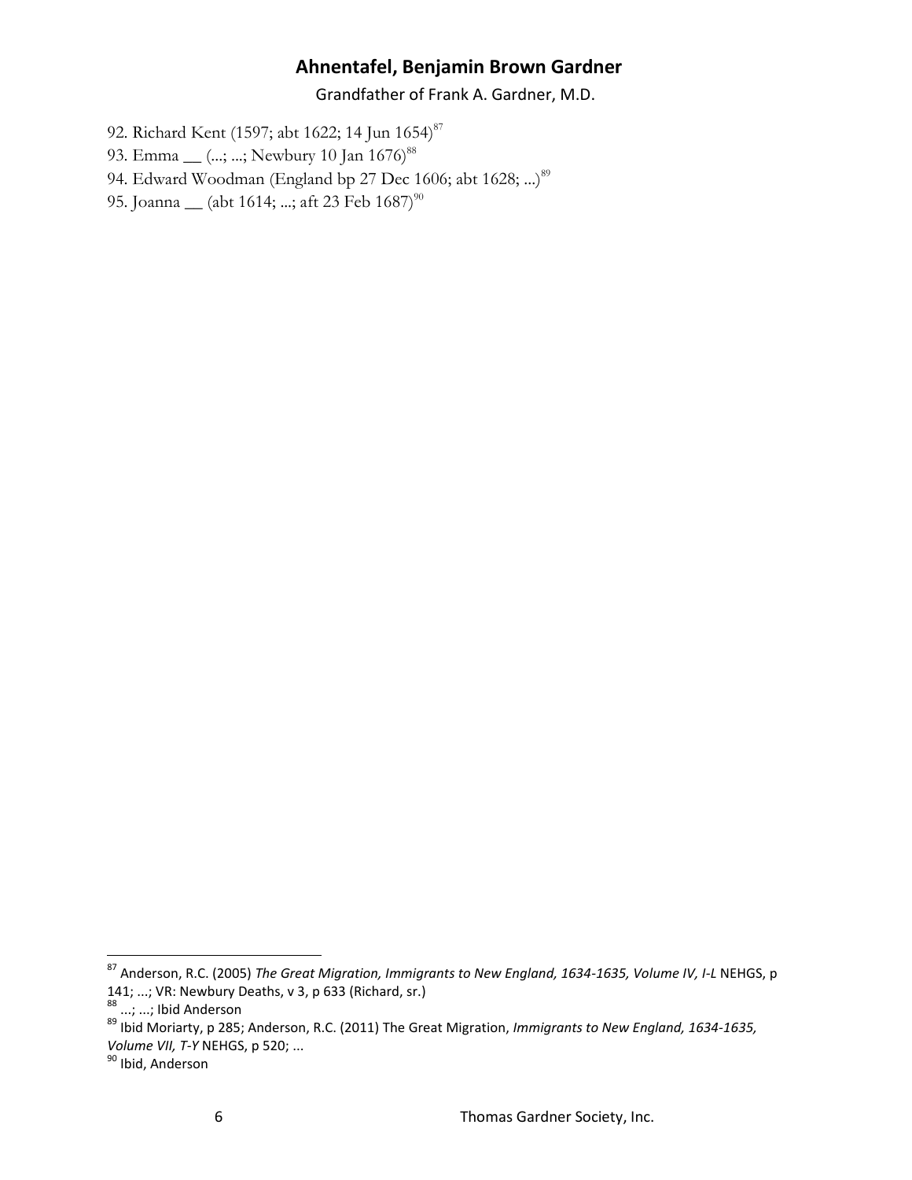# Ahnentafel, Benjamin Brown Gardner

Grandfather of Frank A. Gardner, M.D.

92. Richard Kent (1597; abt 1622; 14 Jun 1654)[87]
93. Emma __ (...; ...; Newbury 10 Jan 1676)[88]
94. Edward Woodman (England bp 27 Dec 1606; abt 1628; ...)[89]
95. Joanna __ (abt 1614; ...; aft 23 Feb 1687)[90]

---

[87] Anderson, R.C. (2005) *The Great Migration, Immigrants to New England, 1634-1635, Volume IV, I-L* NEHGS, p 141; ...; VR: Newbury Deaths, v 3, p 633 (Richard, sr.)

[88] ...; ...; Ibid Anderson

[89] Ibid Moriarty, p 285; Anderson, R.C. (2011) The Great Migration, *Immigrants to New England, 1634-1635, Volume VII, T-Y* NEHGS, p 520; ...

[90] Ibid, Anderson